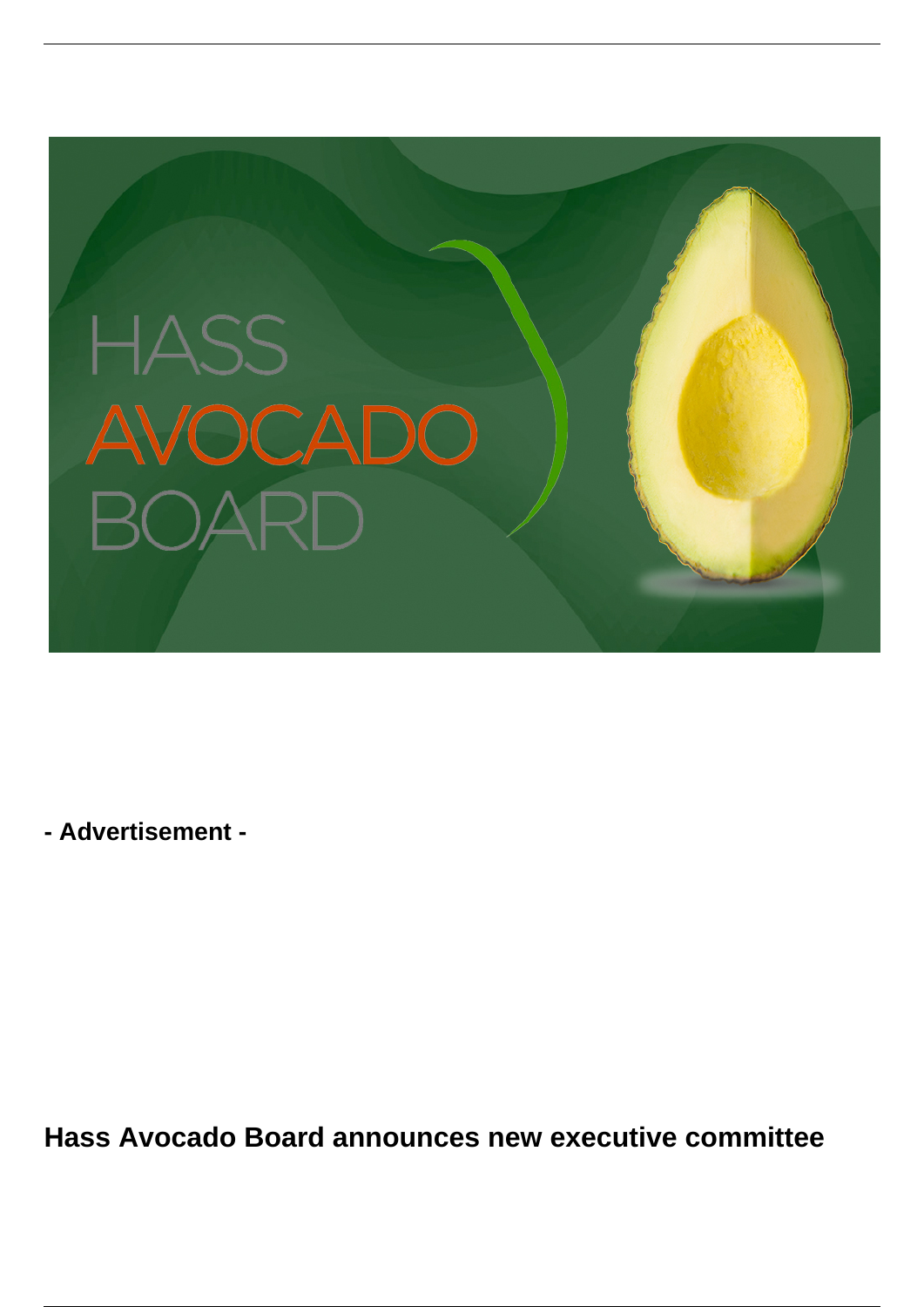**- Advertisement -**

## Hass Avocado Board announces new executive committee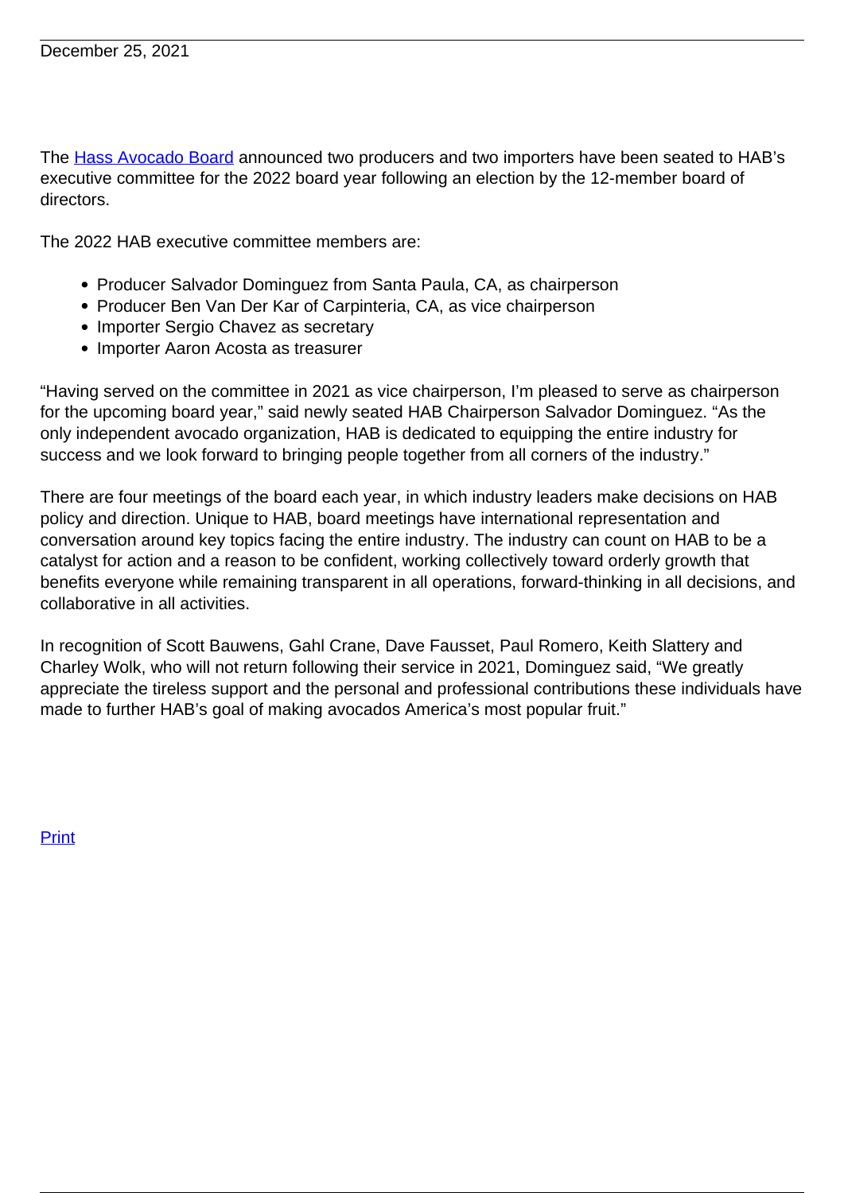December 25, 2021

The [Hass Avocado Board] announced two producers and two importers have been seated to HAB's executive committee for the 2022 board year following an election by the 12-member board of directors.

The 2022 HAB executive committee members are:

- Producer Salvador Dominguez from Santa Paula, CA, as chairperson
- Producer Ben Van Der Kar of Carpinteria, CA, as vice chairperson
- Importer Sergio Chavez as secretary
- Importer Aaron Acosta as treasurer

"Having served on the committee in 2021 as vice chairperson, I'm pleased to serve as chairperson for the upcoming board year," said newly seated HAB Chairperson Salvador Dominguez. "As the only independent avocado organization, HAB is dedicated to equipping the entire industry for success and we look forward to bringing people together from all corners of the industry."

There are four meetings of the board each year, in which industry leaders make decisions on HAB policy and direction. Unique to HAB, board meetings have international representation and conversation around key topics facing the entire industry. The industry can count on HAB to be a catalyst for action and a reason to be confident, working collectively toward orderly growth that benefits everyone while remaining transparent in all operations, forward-thinking in all decisions, and collaborative in all activities.

In recognition of Scott Bauwens, Gahl Crane, Dave Fausset, Paul Romero, Keith Slattery and Charley Wolk, who will not return following their service in 2021, Dominguez said, "We greatly appreciate the tireless support and the personal and professional contributions these individuals have made to further HAB's goal of making avocados America's most popular fruit."

Print